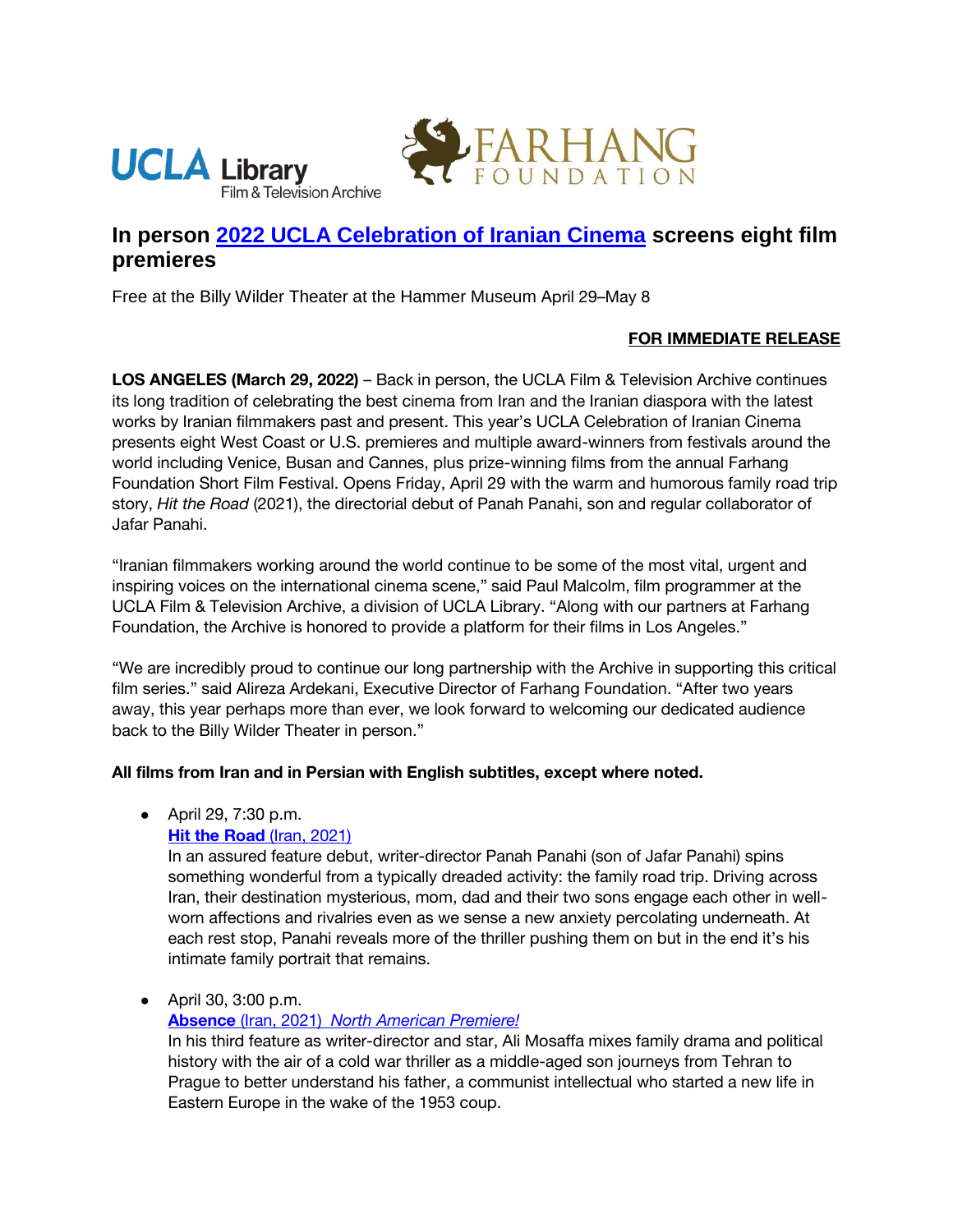# In person 2022 UCLA Celebration of Iranian Cinema screens eight film premieres

Free at the Billy Wilder Theater at the Hammer Museum April 29–May 8

**FOR IMMEDIATE RELEASE**

**LOS ANGELES (March 29, 2022)** – Back in person, the UCLA Film & Television Archive continues its long tradition of celebrating the best cinema from Iran and the Iranian diaspora with the latest works by Iranian filmmakers past and present. This year's UCLA Celebration of Iranian Cinema presents eight West Coast or U.S. premieres and multiple award-winners from festivals around the world including Venice, Busan and Cannes, plus prize-winning films from the annual Farhang Foundation Short Film Festival. Opens Friday, April 29 with the warm and humorous family road trip story, *Hit the Road* (2021), the directorial debut of Panah Panahi, son and regular collaborator of Jafar Panahi.

"Iranian filmmakers working around the world continue to be some of the most vital, urgent and inspiring voices on the international cinema scene," said Paul Malcolm, film programmer at the UCLA Film & Television Archive, a division of UCLA Library. "Along with our partners at Farhang Foundation, the Archive is honored to provide a platform for their films in Los Angeles."

"We are incredibly proud to continue our long partnership with the Archive in supporting this critical film series." said Alireza Ardekani, Executive Director of Farhang Foundation. "After two years away, this year perhaps more than ever, we look forward to welcoming our dedicated audience back to the Billy Wilder Theater in person."

**All films from Iran and in Persian with English subtitles, except where noted.**

- April 29, 7:30 p.m.
  **Hit the Road** (Iran, 2021)
  In an assured feature debut, writer-director Panah Panahi (son of Jafar Panahi) spins something wonderful from a typically dreaded activity: the family road trip. Driving across Iran, their destination mysterious, mom, dad and their two sons engage each other in well-worn affections and rivalries even as we sense a new anxiety percolating underneath. At each rest stop, Panahi reveals more of the thriller pushing them on but in the end it's his intimate family portrait that remains.

- April 30, 3:00 p.m.
  **Absence** (Iran, 2021) *North American Premiere!*
  In his third feature as writer-director and star, Ali Mosaffa mixes family drama and political history with the air of a cold war thriller as a middle-aged son journeys from Tehran to Prague to better understand his father, a communist intellectual who started a new life in Eastern Europe in the wake of the 1953 coup.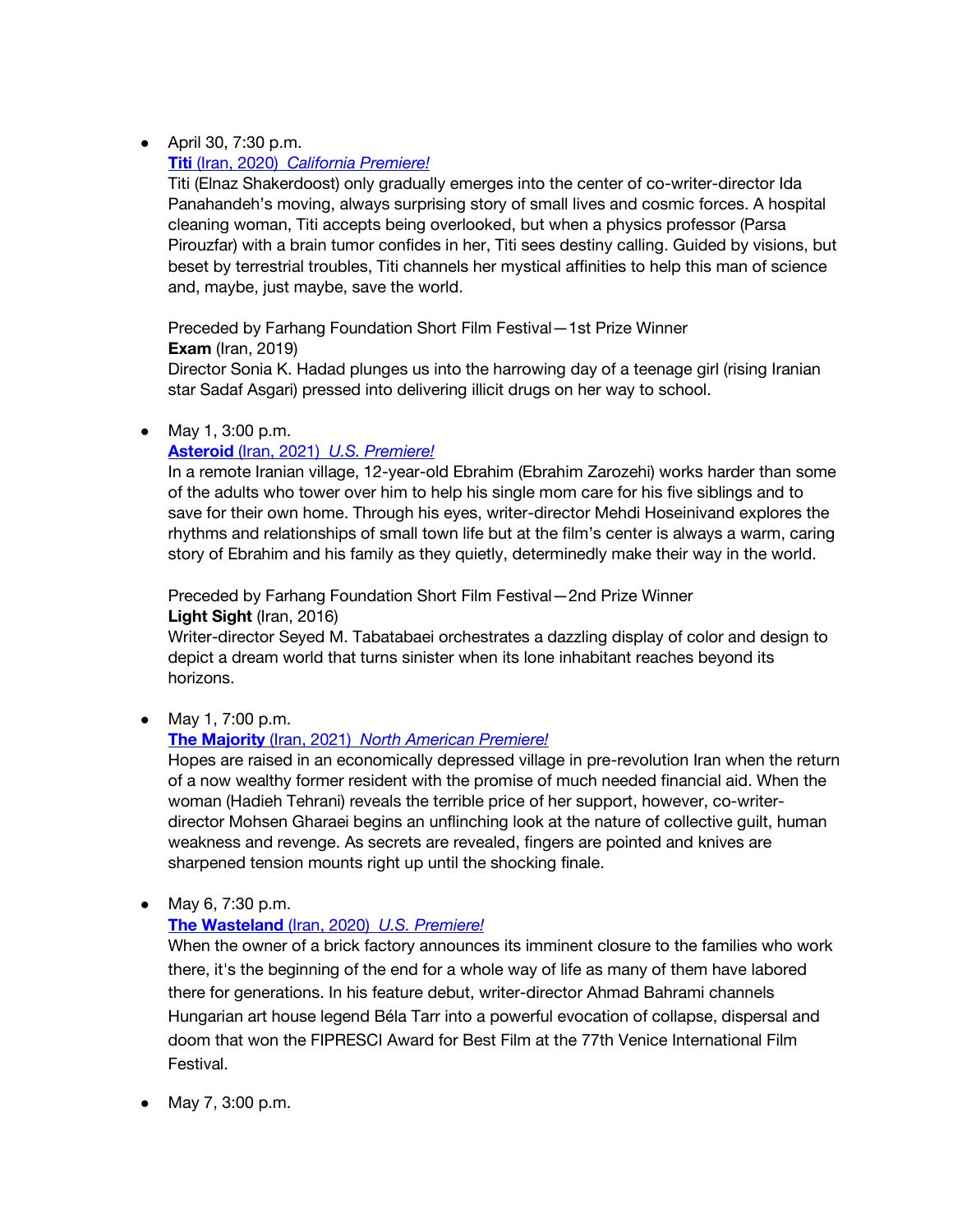- April 30, 7:30 p.m.
  **Titi** (Iran, 2020) *California Premiere!*
  Titi (Elnaz Shakerdoost) only gradually emerges into the center of co-writer-director Ida Panahandeh's moving, always surprising story of small lives and cosmic forces. A hospital cleaning woman, Titi accepts being overlooked, but when a physics professor (Parsa Pirouzfar) with a brain tumor confides in her, Titi sees destiny calling. Guided by visions, but beset by terrestrial troubles, Titi channels her mystical affinities to help this man of science and, maybe, just maybe, save the world.

  Preceded by Farhang Foundation Short Film Festival—1st Prize Winner
  **Exam** (Iran, 2019)
  Director Sonia K. Hadad plunges us into the harrowing day of a teenage girl (rising Iranian star Sadaf Asgari) pressed into delivering illicit drugs on her way to school.

- May 1, 3:00 p.m.
  **Asteroid** (Iran, 2021) *U.S. Premiere!*
  In a remote Iranian village, 12-year-old Ebrahim (Ebrahim Zarozehi) works harder than some of the adults who tower over him to help his single mom care for his five siblings and to save for their own home. Through his eyes, writer-director Mehdi Hoseinivand explores the rhythms and relationships of small town life but at the film's center is always a warm, caring story of Ebrahim and his family as they quietly, determinedly make their way in the world.

  Preceded by Farhang Foundation Short Film Festival—2nd Prize Winner
  **Light Sight** (Iran, 2016)
  Writer-director Seyed M. Tabatabaei orchestrates a dazzling display of color and design to depict a dream world that turns sinister when its lone inhabitant reaches beyond its horizons.

- May 1, 7:00 p.m.
  **The Majority** (Iran, 2021) *North American Premiere!*
  Hopes are raised in an economically depressed village in pre-revolution Iran when the return of a now wealthy former resident with the promise of much needed financial aid. When the woman (Hadieh Tehrani) reveals the terrible price of her support, however, co-writer-director Mohsen Gharaei begins an unflinching look at the nature of collective guilt, human weakness and revenge. As secrets are revealed, fingers are pointed and knives are sharpened tension mounts right up until the shocking finale.

- May 6, 7:30 p.m.
  **The Wasteland** (Iran, 2020) *U.S. Premiere!*
  When the owner of a brick factory announces its imminent closure to the families who work there, it's the beginning of the end for a whole way of life as many of them have labored there for generations. In his feature debut, writer-director Ahmad Bahrami channels Hungarian art house legend Béla Tarr into a powerful evocation of collapse, dispersal and doom that won the FIPRESCI Award for Best Film at the 77th Venice International Film Festival.

- May 7, 3:00 p.m.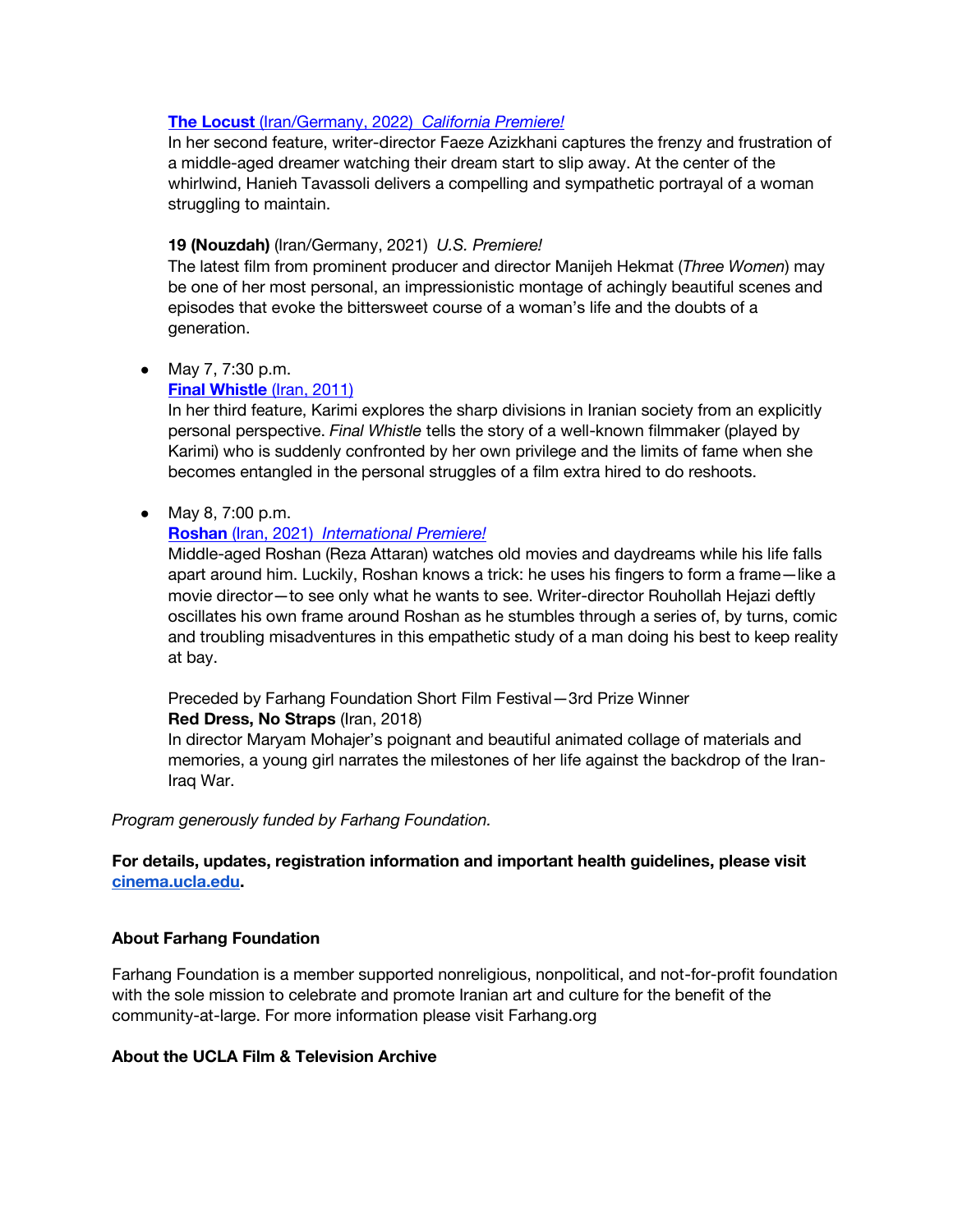**[The Locust](#) (Iran/Germany, 2022)** *California Premiere!*
In her second feature, writer-director Faeze Azizkhani captures the frenzy and frustration of a middle-aged dreamer watching their dream start to slip away. At the center of the whirlwind, Hanieh Tavassoli delivers a compelling and sympathetic portrayal of a woman struggling to maintain.

**19 (Nouzdah)** (Iran/Germany, 2021) *U.S. Premiere!*
The latest film from prominent producer and director Manijeh Hekmat (*Three Women*) may be one of her most personal, an impressionistic montage of achingly beautiful scenes and episodes that evoke the bittersweet course of a woman's life and the doubts of a generation.

- May 7, 7:30 p.m.
  **[Final Whistle](#) (Iran, 2011)**
  In her third feature, Karimi explores the sharp divisions in Iranian society from an explicitly personal perspective. *Final Whistle* tells the story of a well-known filmmaker (played by Karimi) who is suddenly confronted by her own privilege and the limits of fame when she becomes entangled in the personal struggles of a film extra hired to do reshoots.

- May 8, 7:00 p.m.
  **[Roshan](#) (Iran, 2021)** *International Premiere!*
  Middle-aged Roshan (Reza Attaran) watches old movies and daydreams while his life falls apart around him. Luckily, Roshan knows a trick: he uses his fingers to form a frame—like a movie director—to see only what he wants to see. Writer-director Rouhollah Hejazi deftly oscillates his own frame around Roshan as he stumbles through a series of, by turns, comic and troubling misadventures in this empathetic study of a man doing his best to keep reality at bay.

  Preceded by Farhang Foundation Short Film Festival—3rd Prize Winner
  **Red Dress, No Straps** (Iran, 2018)
  In director Maryam Mohajer's poignant and beautiful animated collage of materials and memories, a young girl narrates the milestones of her life against the backdrop of the Iran-Iraq War.

*Program generously funded by Farhang Foundation.*

**For details, updates, registration information and important health guidelines, please visit [cinema.ucla.edu](#).**

**About Farhang Foundation**

Farhang Foundation is a member supported nonreligious, nonpolitical, and not-for-profit foundation with the sole mission to celebrate and promote Iranian art and culture for the benefit of the community-at-large. For more information please visit Farhang.org

**About the UCLA Film & Television Archive**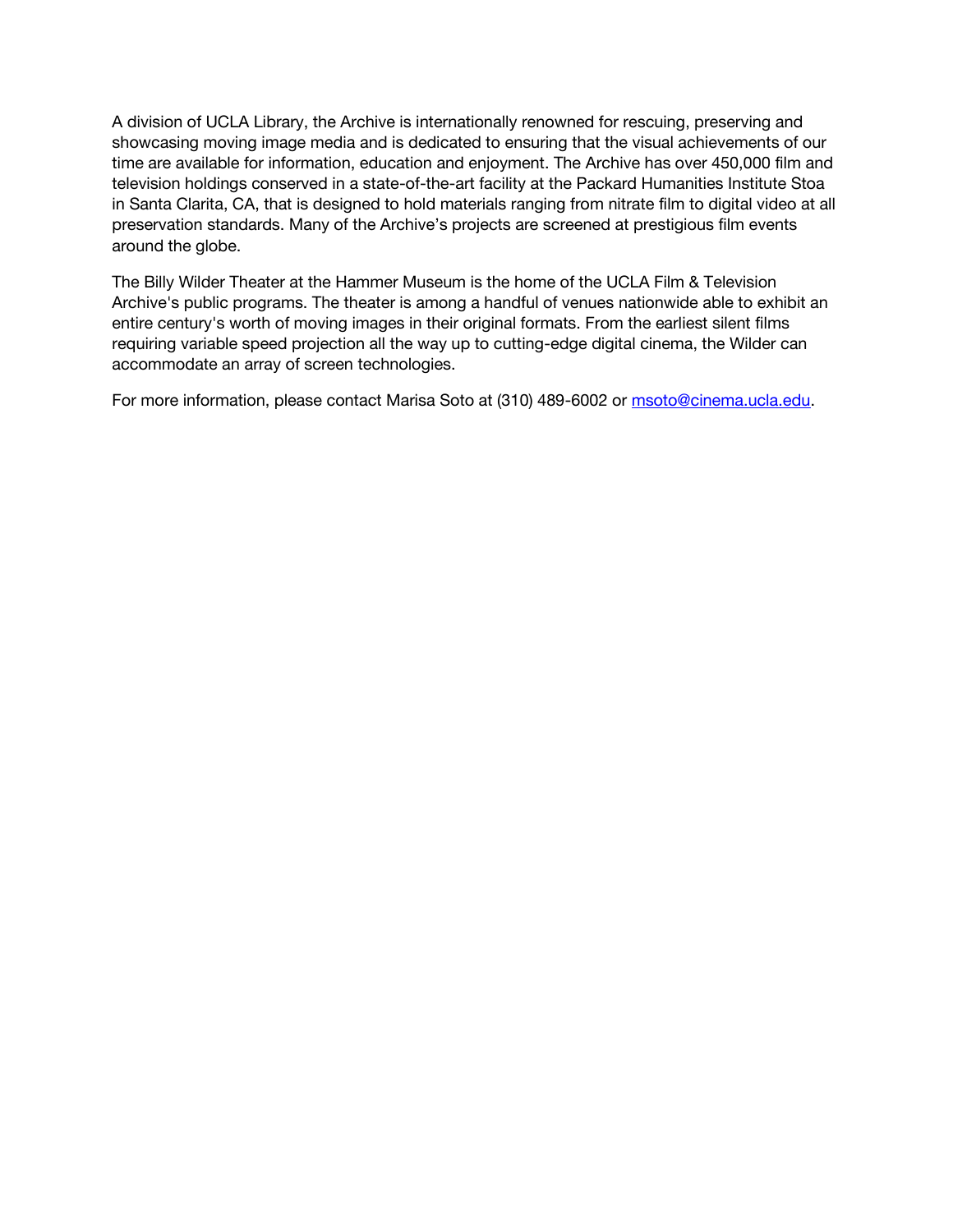A division of UCLA Library, the Archive is internationally renowned for rescuing, preserving and showcasing moving image media and is dedicated to ensuring that the visual achievements of our time are available for information, education and enjoyment. The Archive has over 450,000 film and television holdings conserved in a state-of-the-art facility at the Packard Humanities Institute Stoa in Santa Clarita, CA, that is designed to hold materials ranging from nitrate film to digital video at all preservation standards. Many of the Archive's projects are screened at prestigious film events around the globe.

The Billy Wilder Theater at the Hammer Museum is the home of the UCLA Film & Television Archive's public programs. The theater is among a handful of venues nationwide able to exhibit an entire century's worth of moving images in their original formats. From the earliest silent films requiring variable speed projection all the way up to cutting-edge digital cinema, the Wilder can accommodate an array of screen technologies.

For more information, please contact Marisa Soto at (310) 489-6002 or [msoto@cinema.ucla.edu](mailto:msoto@cinema.ucla.edu).